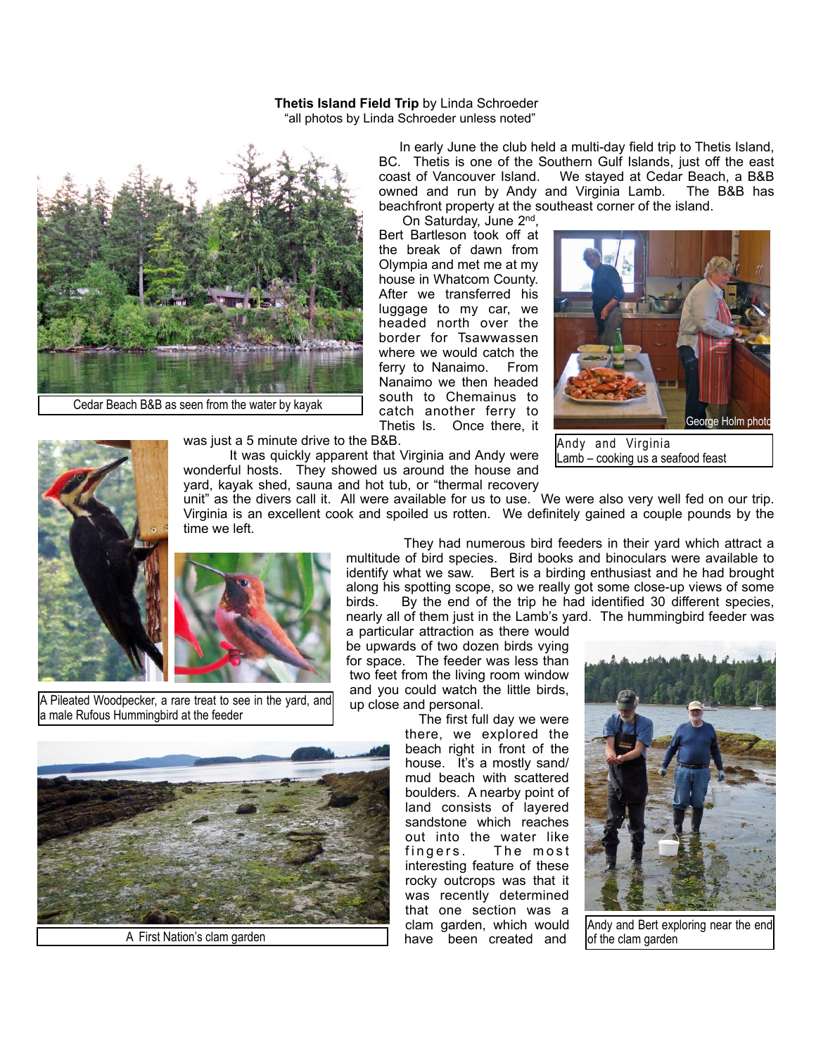**Thetis Island Field Trip** by Linda Schroeder
"all photos by Linda Schroeder unless noted"

In early June the club held a multi-day field trip to Thetis Island, BC. Thetis is one of the Southern Gulf Islands, just off the east coast of Vancouver Island. We stayed at Cedar Beach, a B&B owned and run by Andy and Virginia Lamb. The B&B has beachfront property at the southeast corner of the island.

On Saturday, June 2nd, Bert Bartleson took off at the break of dawn from Olympia and met me at my house in Whatcom County. After we transferred his luggage to my car, we headed north over the border for Tsawwassen where we would catch the ferry to Nanaimo. From Nanaimo we then headed south to Chemainus to catch another ferry to Thetis Is. Once there, it was just a 5 minute drive to the B&B.

It was quickly apparent that Virginia and Andy were wonderful hosts. They showed us around the house and yard, kayak shed, sauna and hot tub, or "thermal recovery unit" as the divers call it. All were available for us to use. We were also very well fed on our trip. Virginia is an excellent cook and spoiled us rotten. We definitely gained a couple pounds by the time we left.

Cedar Beach B&B as seen from the water by kayak

George Holm photo

Andy and Virginia Lamb – cooking us a seafood feast

They had numerous bird feeders in their yard which attract a multitude of bird species. Bird books and binoculars were available to identify what we saw. Bert is a birding enthusiast and he had brought along his spotting scope, so we really got some close-up views of some birds. By the end of the trip he had identified 30 different species, nearly all of them just in the Lamb's yard. The hummingbird feeder was a particular attraction as there would be upwards of two dozen birds vying for space. The feeder was less than two feet from the living room window and you could watch the little birds, up close and personal.

A Pileated Woodpecker, a rare treat to see in the yard, and a male Rufous Hummingbird at the feeder

The first full day we were there, we explored the beach right in front of the house. It's a mostly sand/mud beach with scattered boulders. A nearby point of land consists of layered sandstone which reaches out into the water like fingers. The most interesting feature of these rocky outcrops was that it was recently determined that one section was a clam garden, which would have been created and

A First Nation's clam garden

Andy and Bert exploring near the end of the clam garden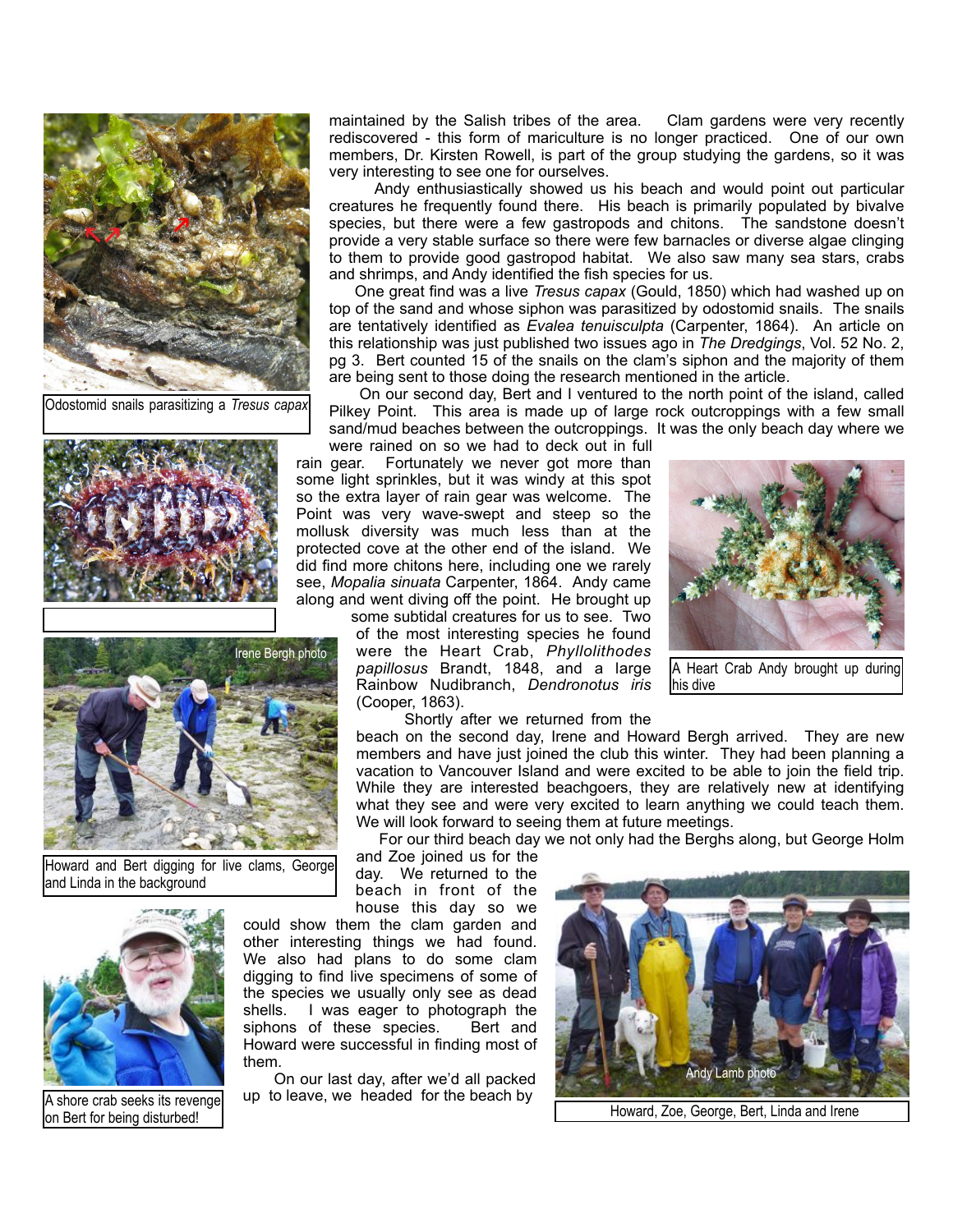maintained by the Salish tribes of the area. Clam gardens were very recently rediscovered - this form of mariculture is no longer practiced. One of our own members, Dr. Kirsten Rowell, is part of the group studying the gardens, so it was very interesting to see one for ourselves.

Andy enthusiastically showed us his beach and would point out particular creatures he frequently found there. His beach is primarily populated by bivalve species, but there were a few gastropods and chitons. The sandstone doesn't provide a very stable surface so there were few barnacles or diverse algae clinging to them to provide good gastropod habitat. We also saw many sea stars, crabs and shrimps, and Andy identified the fish species for us.

One great find was a live *Tresus capax* (Gould, 1850) which had washed up on top of the sand and whose siphon was parasitized by odostomid snails. The snails are tentatively identified as *Evalea tenuisculpta* (Carpenter, 1864). An article on this relationship was just published two issues ago in *The Dredgings*, Vol. 52 No. 2, pg 3. Bert counted 15 of the snails on the clam's siphon and the majority of them are being sent to those doing the research mentioned in the article.

On our second day, Bert and I ventured to the north point of the island, called Pilkey Point. This area is made up of large rock outcroppings with a few small sand/mud beaches between the outcroppings. It was the only beach day where we were rained on so we had to deck out in full rain gear. Fortunately we never got more than some light sprinkles, but it was windy at this spot so the extra layer of rain gear was welcome. The Point was very wave-swept and steep so the mollusk diversity was much less than at the protected cove at the other end of the island. We did find more chitons here, including one we rarely see, *Mopalia sinuata* Carpenter, 1864. Andy came along and went diving off the point. He brought up some subtidal creatures for us to see. Two of the most interesting species he found were the Heart Crab, *Phyllolithodes papillosus* Brandt, 1848, and a large Rainbow Nudibranch, *Dendronotus iris* (Cooper, 1863).

Shortly after we returned from the beach on the second day, Irene and Howard Bergh arrived. They are new members and have just joined the club this winter. They had been planning a vacation to Vancouver Island and were excited to be able to join the field trip. While they are interested beachgoers, they are relatively new at identifying what they see and were very excited to learn anything we could teach them. We will look forward to seeing them at future meetings.

For our third beach day we not only had the Berghs along, but George Holm and Zoe joined us for the day. We returned to the beach in front of the house this day so we could show them the clam garden and other interesting things we had found. We also had plans to do some clam digging to find live specimens of some of the species we usually only see as dead shells. I was eager to photograph the siphons of these species. Bert and Howard were successful in finding most of them.

On our last day, after we'd all packed up to leave, we headed for the beach by

Odostomid snails parasitizing a *Tresus capax*

A Heart Crab Andy brought up during his dive

Irene Bergh photo

Howard and Bert digging for live clams, George and Linda in the background

Andy Lamb photo

Howard, Zoe, George, Bert, Linda and Irene

A shore crab seeks its revenge on Bert for being disturbed!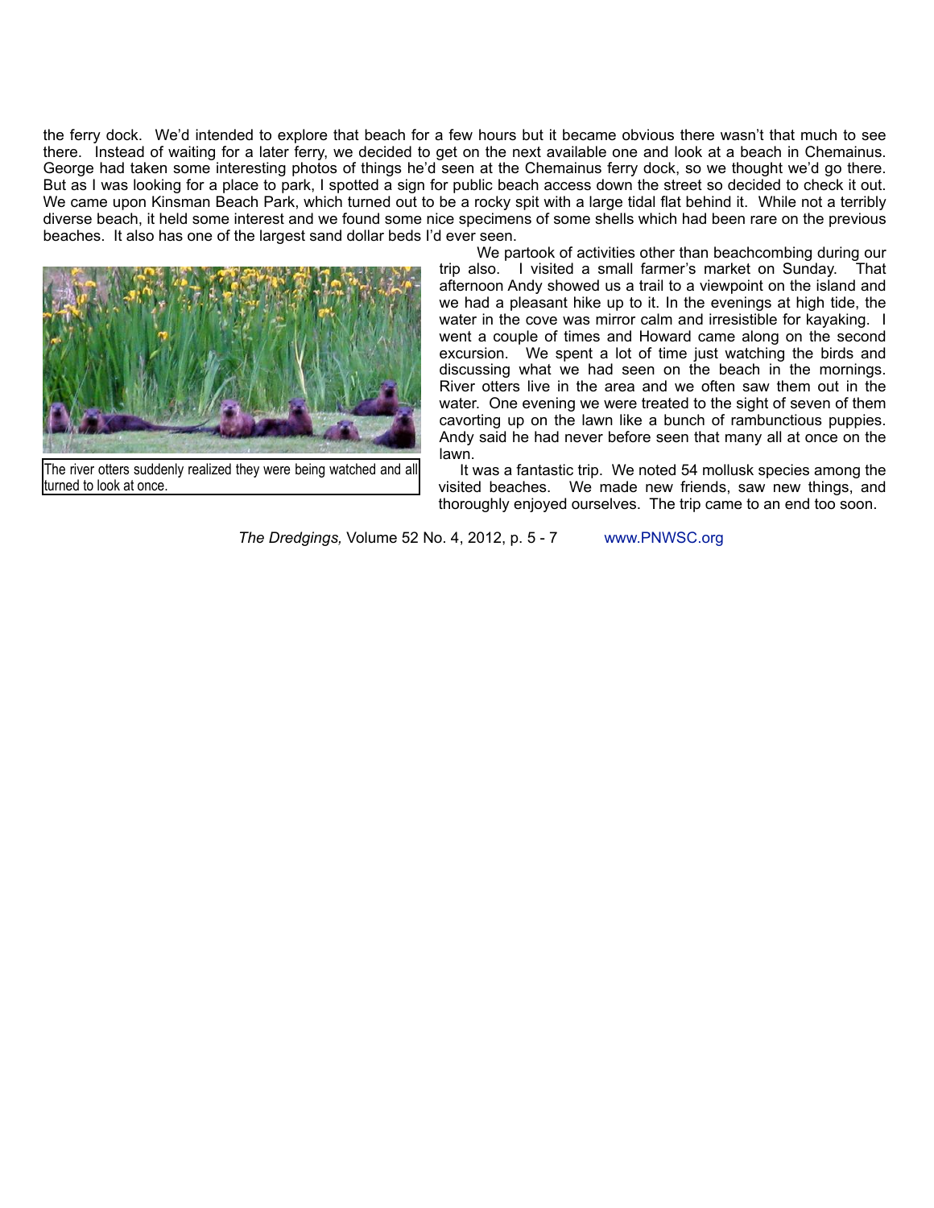the ferry dock. We'd intended to explore that beach for a few hours but it became obvious there wasn't that much to see there. Instead of waiting for a later ferry, we decided to get on the next available one and look at a beach in Chemainus. George had taken some interesting photos of things he'd seen at the Chemainus ferry dock, so we thought we'd go there. But as I was looking for a place to park, I spotted a sign for public beach access down the street so decided to check it out. We came upon Kinsman Beach Park, which turned out to be a rocky spit with a large tidal flat behind it. While not a terribly diverse beach, it held some interest and we found some nice specimens of some shells which had been rare on the previous beaches. It also has one of the largest sand dollar beds I'd ever seen.

The river otters suddenly realized they were being watched and all turned to look at once.

We partook of activities other than beachcombing during our trip also. I visited a small farmer's market on Sunday. That afternoon Andy showed us a trail to a viewpoint on the island and we had a pleasant hike up to it. In the evenings at high tide, the water in the cove was mirror calm and irresistible for kayaking. I went a couple of times and Howard came along on the second excursion. We spent a lot of time just watching the birds and discussing what we had seen on the beach in the mornings. River otters live in the area and we often saw them out in the water. One evening we were treated to the sight of seven of them cavorting up on the lawn like a bunch of rambunctious puppies. Andy said he had never before seen that many all at once on the lawn.

It was a fantastic trip. We noted 54 mollusk species among the visited beaches. We made new friends, saw new things, and thoroughly enjoyed ourselves. The trip came to an end too soon.